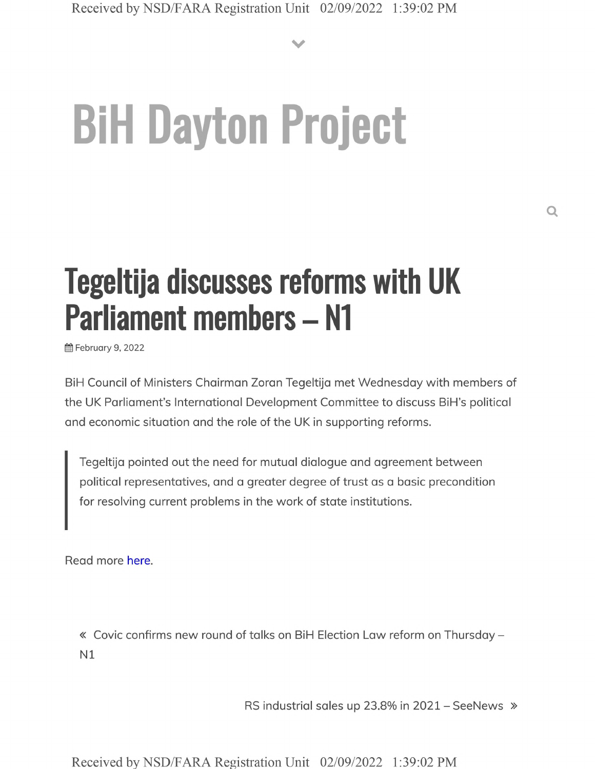# BiH Dayton Project

## Tegeltija discusses reforms with UK Parliament members – N1

February 9, 2022

BiH Council of Ministers Chairman Zoran Tegeltija met Wednesday with members of the UK Parliament's International Development Committee to discuss BiH's political and economic situation and the role of the UK in supporting reforms.

> Tegeltija pointed out the need for mutual dialogue and agreement between political representatives, and a greater degree of trust as a basic precondition for resolving current problems in the work of state institutions.

Read more here.

« Covic confirms new round of talks on BiH Election Law reform on Thursday – N1

RS industrial sales up 23.8% in 2021 – SeeNews »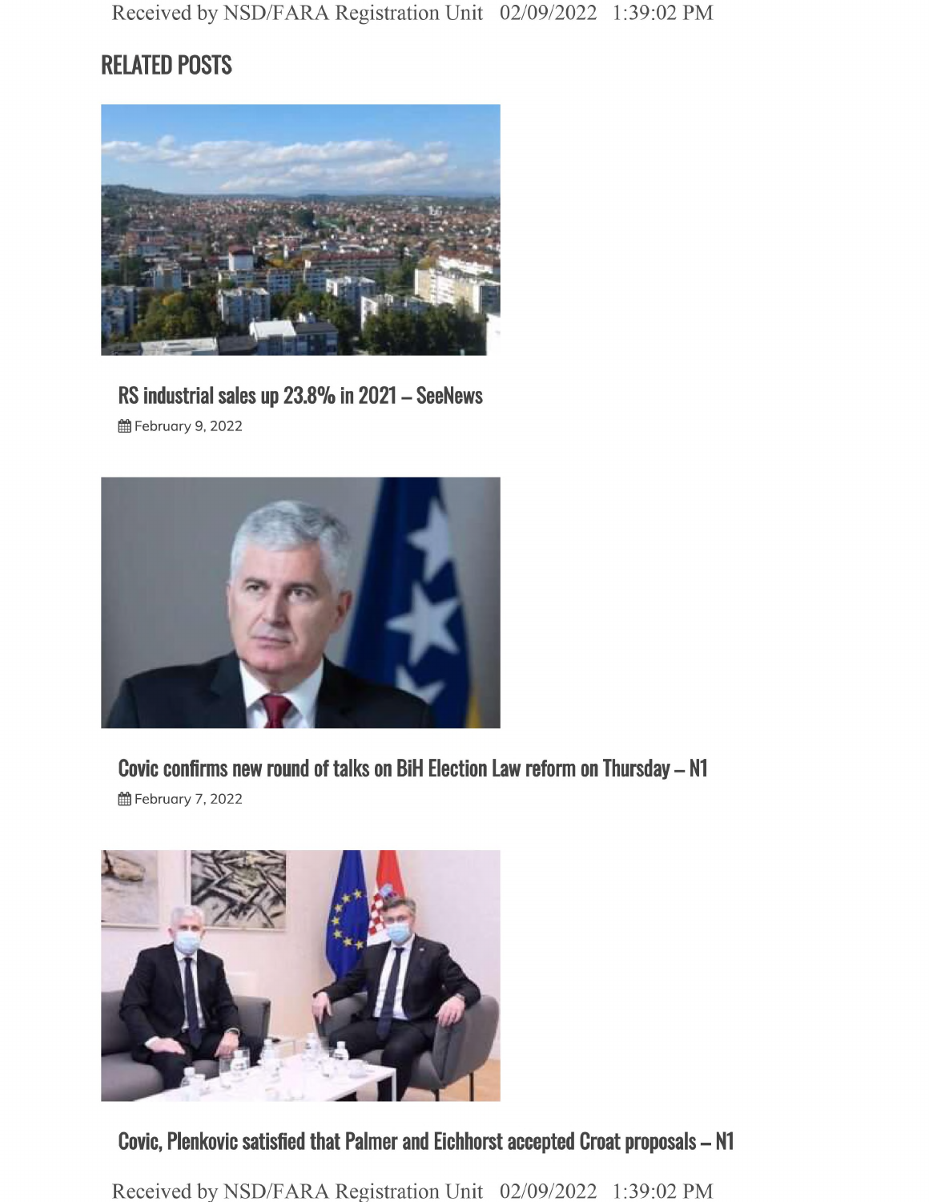## RELATED POSTS

### RS industrial sales up 23.8% in 2021 – SeeNews

February 9, 2022

### Covic confirms new round of talks on BiH Election Law reform on Thursday – N1

February 7, 2022

### Covic, Plenkovic satisfied that Palmer and Eichhorst accepted Croat proposals – N1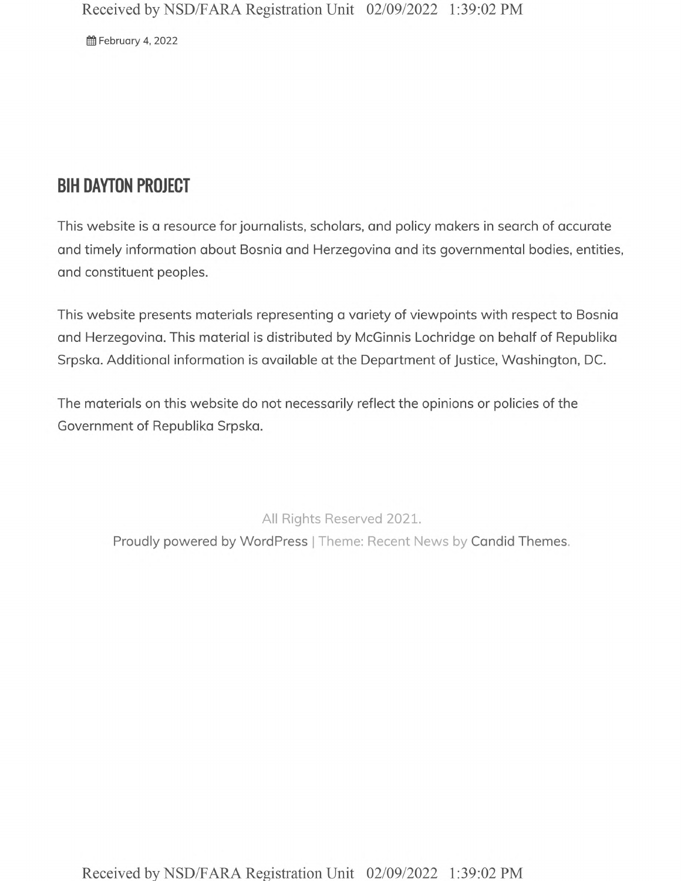February 4, 2022

## BIH DAYTON PROJECT

This website is a resource for journalists, scholars, and policy makers in search of accurate and timely information about Bosnia and Herzegovina and its governmental bodies, entities, and constituent peoples.

This website presents materials representing a variety of viewpoints with respect to Bosnia and Herzegovina. This material is distributed by McGinnis Lochridge on behalf of Republika Srpska. Additional information is available at the Department of Justice, Washington, DC.

The materials on this website do not necessarily reflect the opinions or policies of the Government of Republika Srpska.

All Rights Reserved 2021.

Proudly powered by WordPress | Theme: Recent News by Candid Themes.